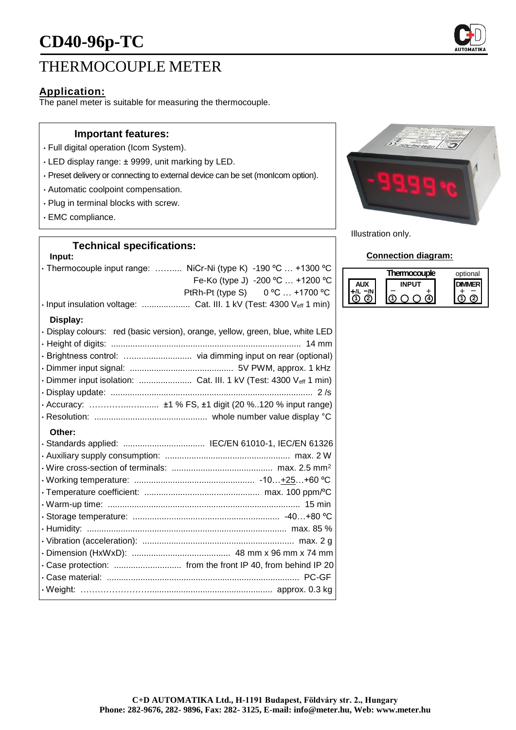# CD40-96p-TC

# THERMOCOUPLE METER

## Application:

The panel meter is suitable for measuring the thermocouple.

### Important features:

- Full digital operation (Icom System).
- LED display range: ± 9999, unit marking by LED.
- Preset delivery or connecting to external device can be set (monIcom option).
- Automatic coolpoint compensation.
- Plug in terminal blocks with screw.
- EMC compliance.

Illustration only.

### Technical specifications:

**Input:**

- Thermocouple input range: ……..... NiCr-Ni (type K) -190 ºC … +1300 ºC
  - Fe-Ko (type J) -200 ºC … +1200 ºC
  - PtRh-Pt (type S) 0 ºC … +1700 ºC
- Input insulation voltage: .................... Cat. III. 1 kV (Test: 4300 $V_{eff}$ 1 min)

**Display:**

- Display colours: red (basic version), orange, yellow, green, blue, white LED
- Height of digits: .............................................................................. 14 mm
- Brightness control: …......................... via dimming input on rear (optional)
- Dimmer input signal: ........................................... 5V PWM, approx. 1 kHz
- Dimmer input isolation: ...................... Cat. III. 1 kV (Test: 4300 $V_{eff}$ 1 min)
- Display update: .................................................................................... 2 /s
- Accuracy: …………..…......... ±1 % FS, ±1 digit (20 %..120 % input range)
- Resolution: ............................................... whole number value display °C

**Other:**

- Standards applied: .................................. IEC/EN 61010-1, IEC/EN 61326
- Auxiliary supply consumption: .................................................... max. 2 W
- Wire cross-section of terminals: .......................................... max. 2.5 $mm^2$
- Working temperature: .................................................. -10…+25…+60 ºC
- Temperature coefficient: ................................................ max. 100 ppm/ºC
- Warm-up time: ................................................................................ 15 min
- Storage temperature: ............................................................. -40…+80 ºC
- Humidity: ................................................................................... max. 85 %
- Vibration (acceleration): ............................................................... max. 2 g
- Dimension (HxWxD): ......................................... 48 mm x 96 mm x 74 mm
- Case protection: ............................ from the front IP 40, from behind IP 20
- Case material: ................................................................................ PC-GF
- Weight: ……………………................................................... approx. 0.3 kg

**Connection diagram:**

| AUX | Thermocouple INPUT | optional DIMMER |
|---|---|---|
| +/L −/N | − … + | + − |
| ① ② | ① ○ ○ ④ | ① ② |

**C+D AUTOMATIKA Ltd., H-1191 Budapest, Földváry str. 2., Hungary**
**Phone: 282-9676, 282- 9896, Fax: 282- 3125, E-mail: info@meter.hu, Web: www.meter.hu**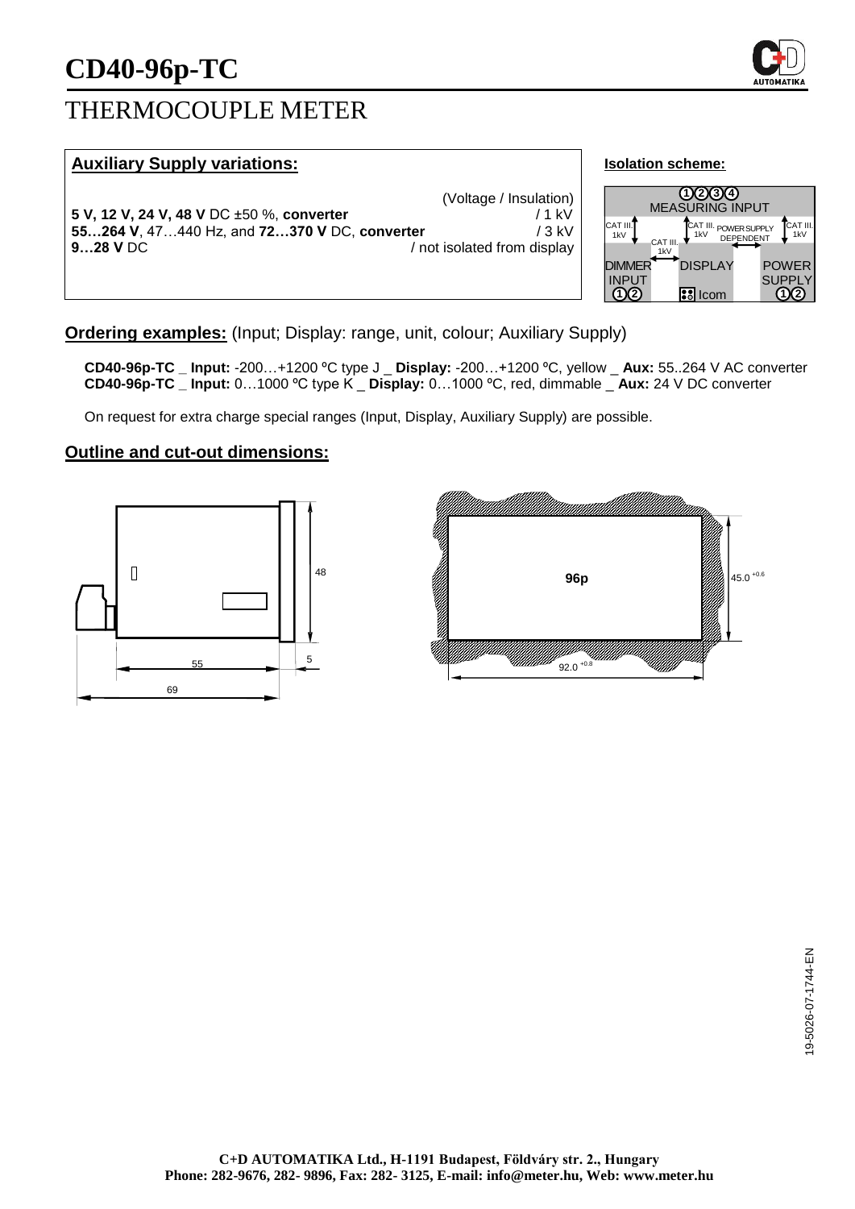# CD40-96p-TC

## THERMOCOUPLE METER

### Auxiliary Supply variations:

(Voltage / Insulation)

**5 V, 12 V, 24 V, 48 V** DC ±50 %, **converter** / 1 kV
**55…264 V**, 47…440 Hz, and **72…370 V** DC, **converter** / 3 kV
**9…28 V** DC / not isolated from display

**Isolation scheme:**

①②③④
MEASURING INPUT
CAT III. 1kV
CAT III. 1kV
CAT III. 1kV
POWER SUPPLY DEPENDENT
CAT III. 1kV
DIMMER INPUT ①②
DISPLAY
Icom
POWER SUPPLY ①②

### Ordering examples: (Input; Display: range, unit, colour; Auxiliary Supply)

**CD40-96p-TC _ Input:** -200…+1200 ºC type J _ **Display:** -200…+1200 ºC, yellow _ **Aux:** 55..264 V AC converter
**CD40-96p-TC _ Input:** 0…1000 ºC type K _ **Display:** 0…1000 ºC, red, dimmable _ **Aux:** 24 V DC converter

On request for extra charge special ranges (Input, Display, Auxiliary Supply) are possible.

### Outline and cut-out dimensions:

48
5
55
69

96p
45.0 +0.6
92.0 +0.8

19-5026-07-1744-EN

**C+D AUTOMATIKA Ltd., H-1191 Budapest, Földváry str. 2., Hungary**
**Phone: 282-9676, 282- 9896, Fax: 282- 3125, E-mail: info@meter.hu, Web: www.meter.hu**